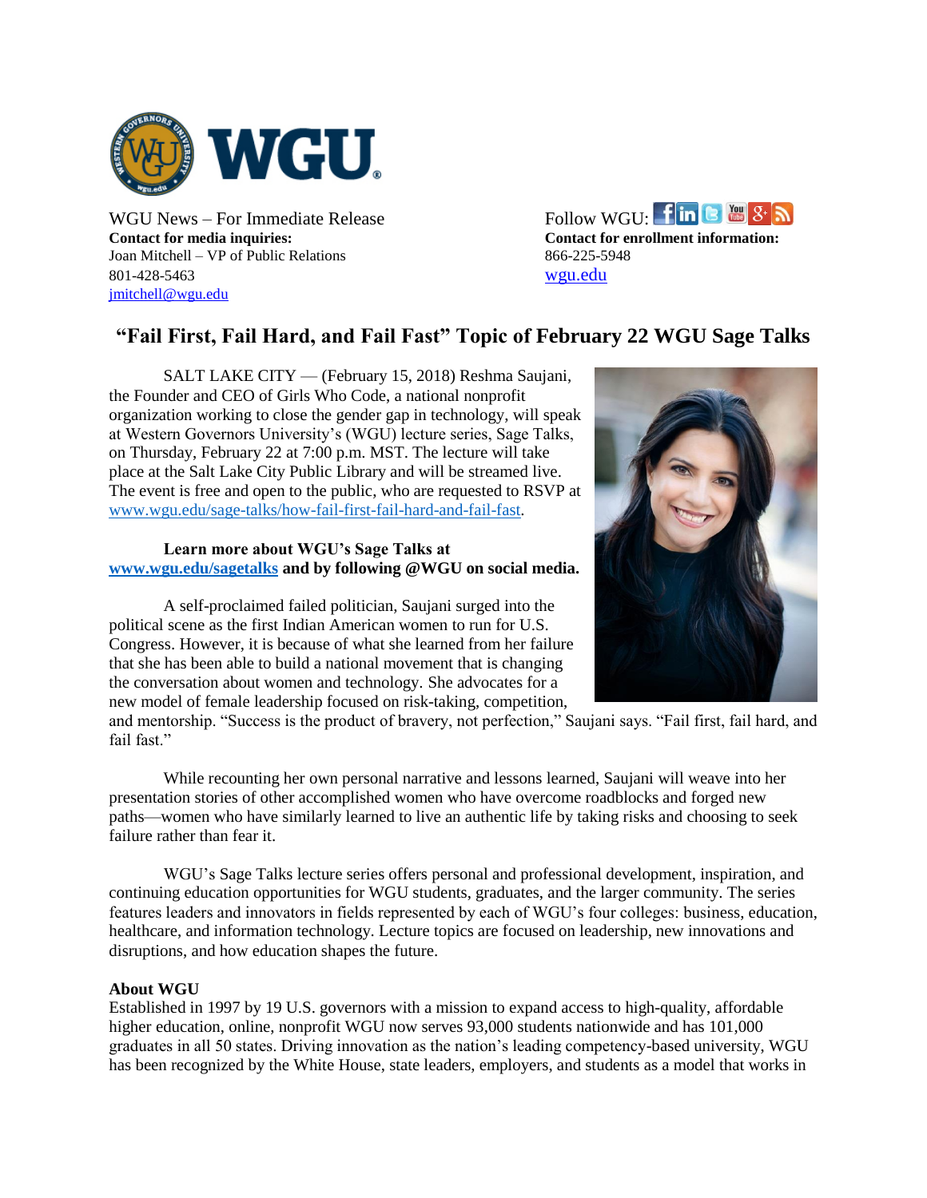WGU News – For Immediate Release

**Contact for media inquiries:**
Joan Mitchell – VP of Public Relations
801-428-5463
jmitchell@wgu.edu

Follow WGU:

**Contact for enrollment information:**
866-225-5948
wgu.edu

# "Fail First, Fail Hard, and Fail Fast" Topic of February 22 WGU Sage Talks

SALT LAKE CITY — (February 15, 2018) Reshma Saujani, the Founder and CEO of Girls Who Code, a national nonprofit organization working to close the gender gap in technology, will speak at Western Governors University's (WGU) lecture series, Sage Talks, on Thursday, February 22 at 7:00 p.m. MST. The lecture will take place at the Salt Lake City Public Library and will be streamed live. The event is free and open to the public, who are requested to RSVP at www.wgu.edu/sage-talks/how-fail-first-fail-hard-and-fail-fast.

**Learn more about WGU's Sage Talks at www.wgu.edu/sagetalks and by following @WGU on social media.**

A self-proclaimed failed politician, Saujani surged into the political scene as the first Indian American women to run for U.S. Congress. However, it is because of what she learned from her failure that she has been able to build a national movement that is changing the conversation about women and technology. She advocates for a new model of female leadership focused on risk-taking, competition, and mentorship. "Success is the product of bravery, not perfection," Saujani says. "Fail first, fail hard, and fail fast."

While recounting her own personal narrative and lessons learned, Saujani will weave into her presentation stories of other accomplished women who have overcome roadblocks and forged new paths—women who have similarly learned to live an authentic life by taking risks and choosing to seek failure rather than fear it.

WGU's Sage Talks lecture series offers personal and professional development, inspiration, and continuing education opportunities for WGU students, graduates, and the larger community. The series features leaders and innovators in fields represented by each of WGU's four colleges: business, education, healthcare, and information technology. Lecture topics are focused on leadership, new innovations and disruptions, and how education shapes the future.

**About WGU**

Established in 1997 by 19 U.S. governors with a mission to expand access to high-quality, affordable higher education, online, nonprofit WGU now serves 93,000 students nationwide and has 101,000 graduates in all 50 states. Driving innovation as the nation's leading competency-based university, WGU has been recognized by the White House, state leaders, employers, and students as a model that works in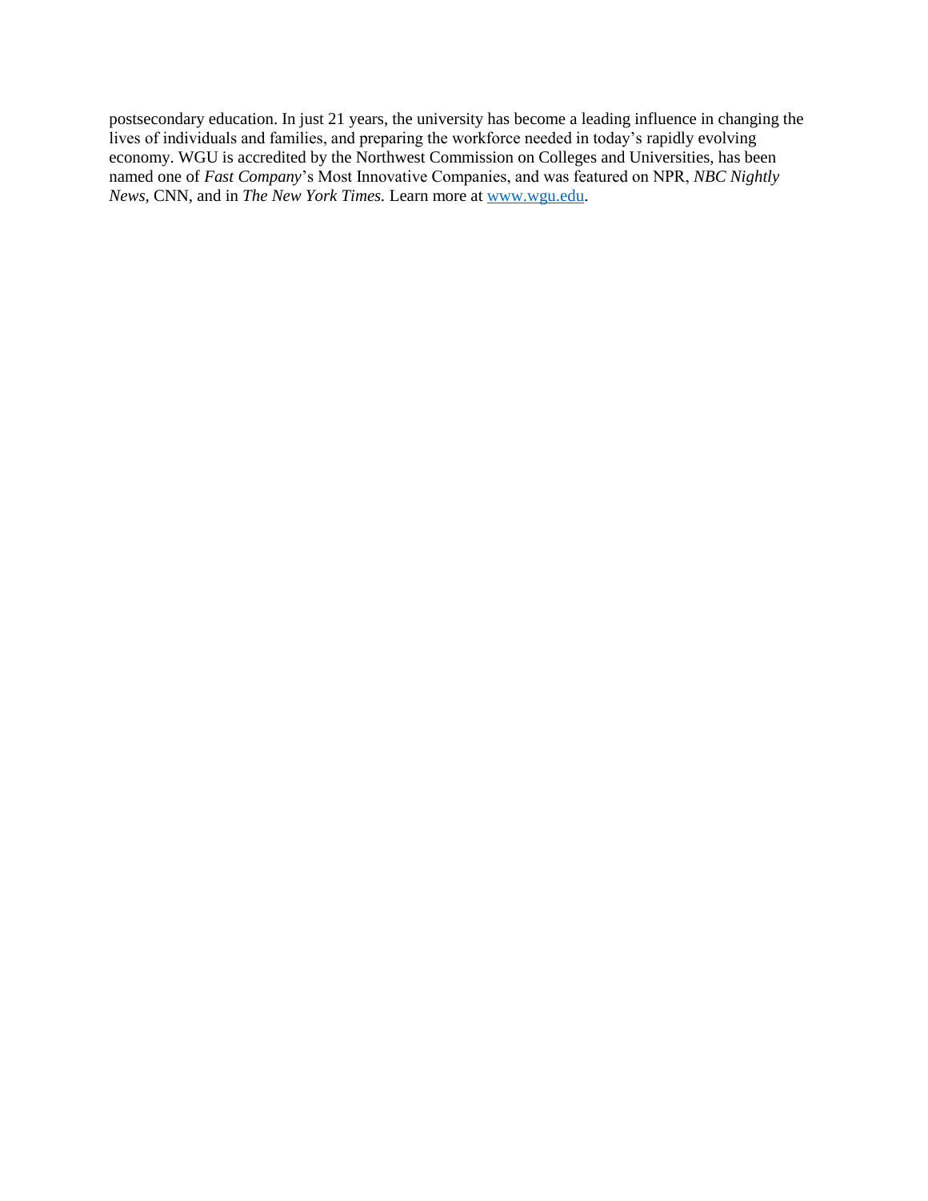postsecondary education. In just 21 years, the university has become a leading influence in changing the lives of individuals and families, and preparing the workforce needed in today's rapidly evolving economy. WGU is accredited by the Northwest Commission on Colleges and Universities, has been named one of *Fast Company*'s Most Innovative Companies, and was featured on NPR, *NBC Nightly News*, CNN, and in *The New York Times.* Learn more at [www.wgu.edu](http://www.wgu.edu).